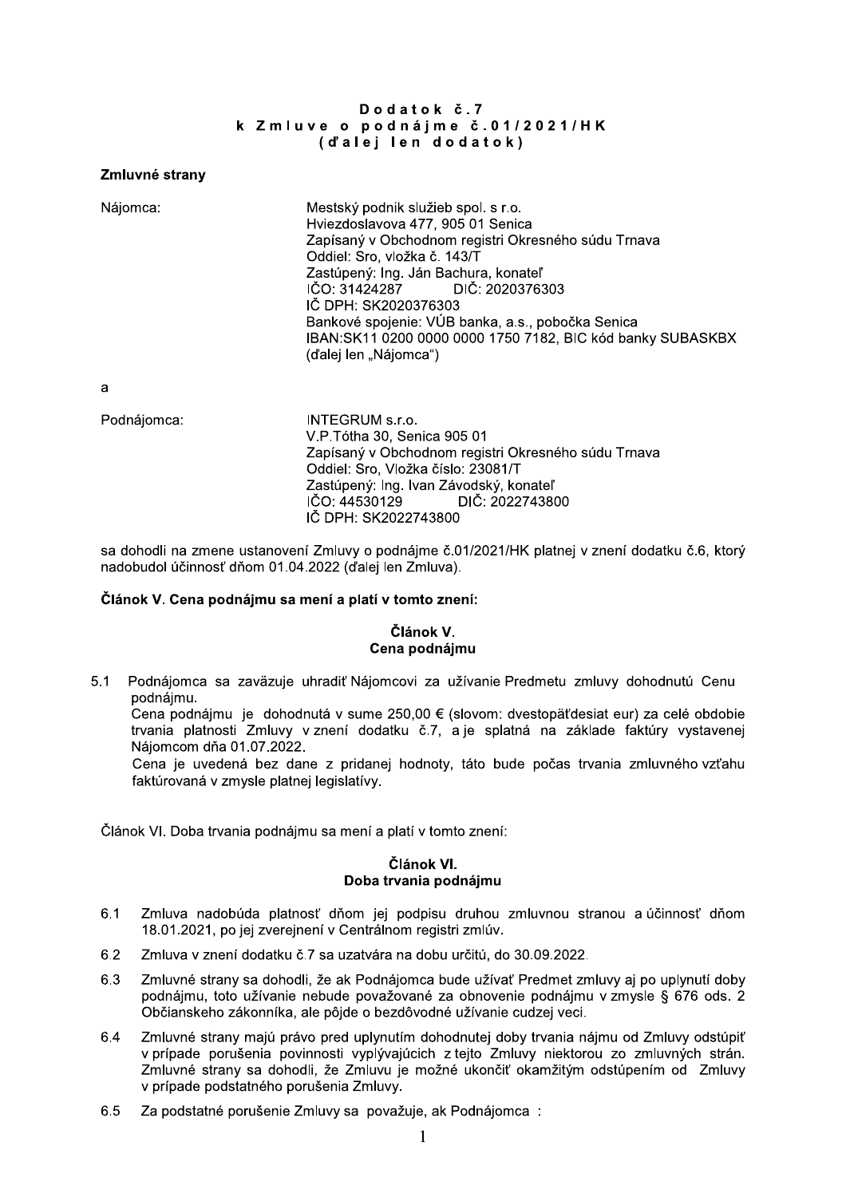# Dodatok č.7
## k Zmluve o podnájme č.01/2021/HK
### (ďalej len dodatok)

**Zmluvné strany**

Nájomca:

Mestský podnik služieb spol. s r.o.
Hviezdoslavova 477, 905 01 Senica
Zapísaný v Obchodnom registri Okresného súdu Trnava
Oddiel: Sro, vložka č. 143/T
Zastúpený: Ing. Ján Bachura, konateľ
IČO: 31424287 DIČ: 2020376303
IČ DPH: SK2020376303
Bankové spojenie: VÚB banka, a.s., pobočka Senica
IBAN:SK11 0200 0000 0000 1750 7182, BIC kód banky SUBASKBX
(ďalej len „Nájomca")

a

Podnájomca:

INTEGRUM s.r.o.
V.P.Tótha 30, Senica 905 01
Zapísaný v Obchodnom registri Okresného súdu Trnava
Oddiel: Sro, Vložka číslo: 23081/T
Zastúpený: Ing. Ivan Závodský, konateľ
IČO: 44530129 DIČ: 2022743800
IČ DPH: SK2022743800

sa dohodli na zmene ustanovení Zmluvy o podnájme č.01/2021/HK platnej v znení dodatku č.6, ktorý nadobudol účinnosť dňom 01.04.2022 (ďalej len Zmluva).

**Článok V. Cena podnájmu sa mení a platí v tomto znení:**

**Článok V.**
**Cena podnájmu**

5.1 Podnájomca sa zaväzuje uhradiť Nájomcovi za užívanie Predmetu zmluvy dohodnutú Cenu podnájmu.
Cena podnájmu je dohodnutá v sume 250,00 € (slovom: dvestopäťdesiat eur) za celé obdobie trvania platnosti Zmluvy v znení dodatku č.7, a je splatná na základe faktúry vystavenej Nájomcom dňa 01.07.2022.
Cena je uvedená bez dane z pridanej hodnoty, táto bude počas trvania zmluvného vzťahu faktúrovaná v zmysle platnej legislatívy.

Článok VI. Doba trvania podnájmu sa mení a platí v tomto znení:

**Článok VI.**
**Doba trvania podnájmu**

6.1 Zmluva nadobúda platnosť dňom jej podpisu druhou zmluvnou stranou a účinnosť dňom 18.01.2021, po jej zverejnení v Centrálnom registri zmlúv.

6.2 Zmluva v znení dodatku č.7 sa uzatvára na dobu určitú, do 30.09.2022.

6.3 Zmluvné strany sa dohodli, že ak Podnájomca bude užívať Predmet zmluvy aj po uplynutí doby podnájmu, toto užívanie nebude považované za obnovenie podnájmu v zmysle § 676 ods. 2 Občianskeho zákonníka, ale pôjde o bezdôvodné užívanie cudzej veci.

6.4 Zmluvné strany majú právo pred uplynutím dohodnutej doby trvania nájmu od Zmluvy odstúpiť v prípade porušenia povinnosti vyplývajúcich z tejto Zmluvy niektorou zo zmluvných strán. Zmluvné strany sa dohodli, že Zmluvu je možné ukončiť okamžitým odstúpením od Zmluvy v prípade podstatného porušenia Zmluvy.

6.5 Za podstatné porušenie Zmluvy sa považuje, ak Podnájomca :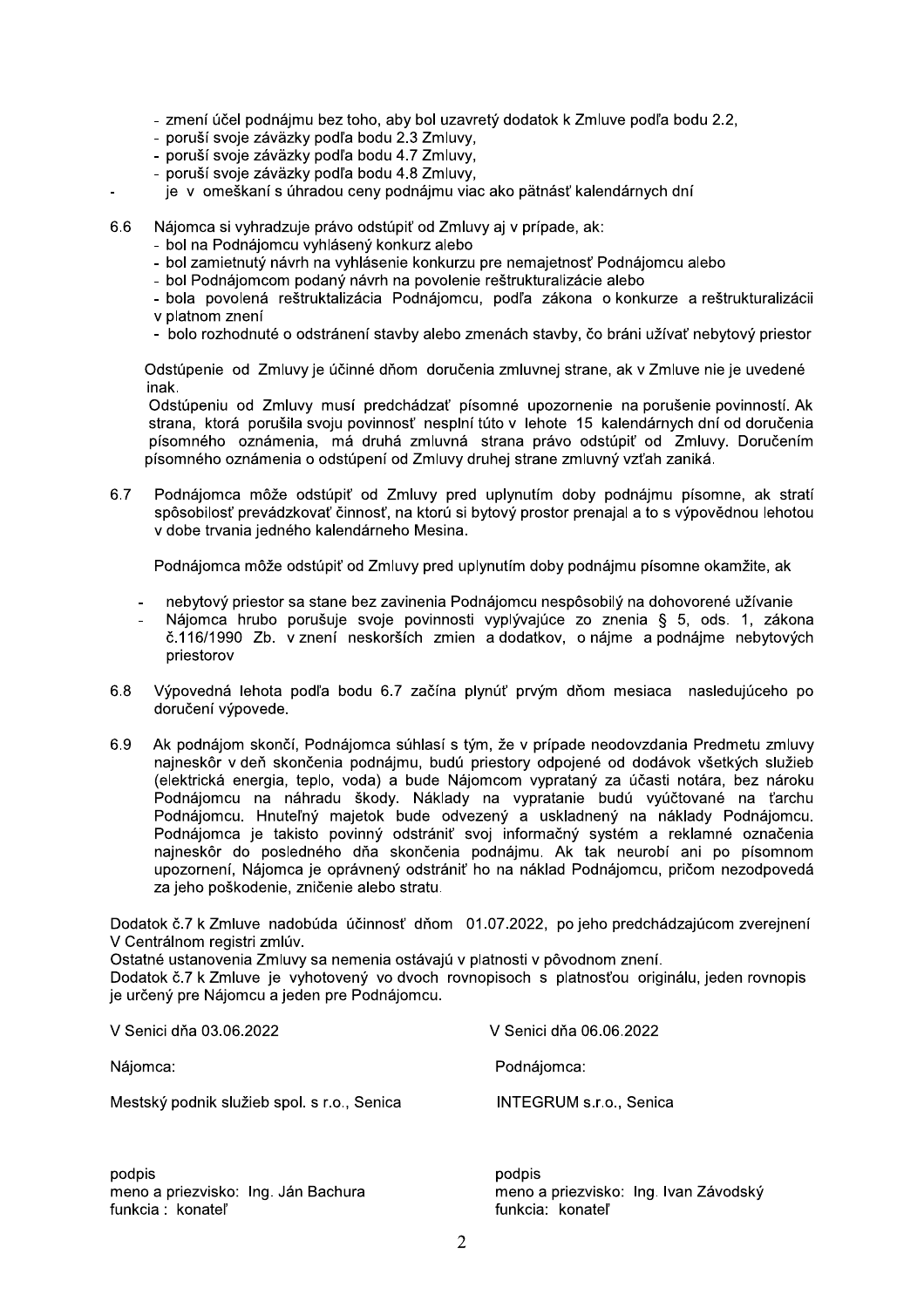- zmení účel podnájmu bez toho, aby bol uzavretý dodatok k Zmluve podľa bodu 2.2,
- poruší svoje záväzky podľa bodu 2.3 Zmluvy,
- poruší svoje záväzky podľa bodu 4.7 Zmluvy,
- poruší svoje záväzky podľa bodu 4.8 Zmluvy,
- je v omeškaní s úhradou ceny podnájmu viac ako pätnásť kalendárnych dní

6.6 Nájomca si vyhradzuje právo odstúpiť od Zmluvy aj v prípade, ak:
- bol na Podnájomcu vyhlásený konkurz alebo
- bol zamietnutý návrh na vyhlásenie konkurzu pre nemajetnosť Podnájomcu alebo
- bol Podnájomcom podaný návrh na povolenie reštrukturalizácie alebo
- bola povolená reštruktalizácia Podnájomcu, podľa zákona o konkurze a reštrukturalizácii v platnom znení
- bolo rozhodnuté o odstránení stavby alebo zmenách stavby, čo bráni užívať nebytový priestor

Odstúpenie od Zmluvy je účinné dňom doručenia zmluvnej strane, ak v Zmluve nie je uvedené inak.
Odstúpeniu od Zmluvy musí predchádzať písomné upozornenie na porušenie povinností. Ak strana, ktorá porušila svoju povinnosť nesplní túto v lehote 15 kalendárnych dní od doručenia písomného oznámenia, má druhá zmluvná strana právo odstúpiť od Zmluvy. Doručením písomného oznámenia o odstúpení od Zmluvy druhej strane zmluvný vzťah zaniká.

6.7 Podnájomca môže odstúpiť od Zmluvy pred uplynutím doby podnájmu písomne, ak stratí spôsobilosť prevádzkovať činnosť, na ktorú si bytový prostor prenajal a to s výpovědnou lehotou v dobe trvania jedného kalendárneho Mesina.

Podnájomca môže odstúpiť od Zmluvy pred uplynutím doby podnájmu písomne okamžite, ak

- nebytový priestor sa stane bez zavinenia Podnájomcu nespôsobilý na dohovorené užívanie
- Nájomca hrubo porušuje svoje povinnosti vyplývajúce zo znenia § 5, ods. 1, zákona č.116/1990 Zb. v znení neskorších zmien a dodatkov, o nájme a podnájme nebytových priestorov

6.8 Výpovedná lehota podľa bodu 6.7 začína plynúť prvým dňom mesiaca nasledujúceho po doručení výpovede.

6.9 Ak podnájom skončí, Podnájomca súhlasí s tým, že v prípade neodovzdania Predmetu zmluvy najneskôr v deň skončenia podnájmu, budú priestory odpojené od dodávok všetkých služieb (elektrická energia, teplo, voda) a bude Nájomcom vyprataný za účasti notára, bez nároku Podnájomcu na náhradu škody. Náklady na vypratanie budú vyúčtované na ťarchu Podnájomcu. Hnuteľný majetok bude odvezený a uskladnený na náklady Podnájomcu. Podnájomca je takisto povinný odstrániť svoj informačný systém a reklamné označenia najneskôr do posledného dňa skončenia podnájmu. Ak tak neurobí ani po písomnom upozornení, Nájomca je oprávnený odstrániť ho na náklad Podnájomcu, pričom nezodpovedá za jeho poškodenie, zničenie alebo stratu.

Dodatok č.7 k Zmluve nadobúda účinnosť dňom 01.07.2022, po jeho predchádzajúcom zverejnení V Centrálnom registri zmlúv.
Ostatné ustanovenia Zmluvy sa nemenia ostávajú v platnosti v pôvodnom znení.
Dodatok č.7 k Zmluve je vyhotovený vo dvoch rovnopisoch s platnosťou originálu, jeden rovnopis je určený pre Nájomcu a jeden pre Podnájomcu.

| | |
|---|---|
| V Senici dňa 03.06.2022 | V Senici dňa 06.06.2022 |
| Nájomca: | Podnájomca: |
| Mestský podnik služieb spol. s r.o., Senica | INTEGRUM s.r.o., Senica |
| podpis<br>meno a priezvisko: Ing. Ján Bachura<br>funkcia : konateľ | podpis<br>meno a priezvisko: Ing. Ivan Závodský<br>funkcia: konateľ |